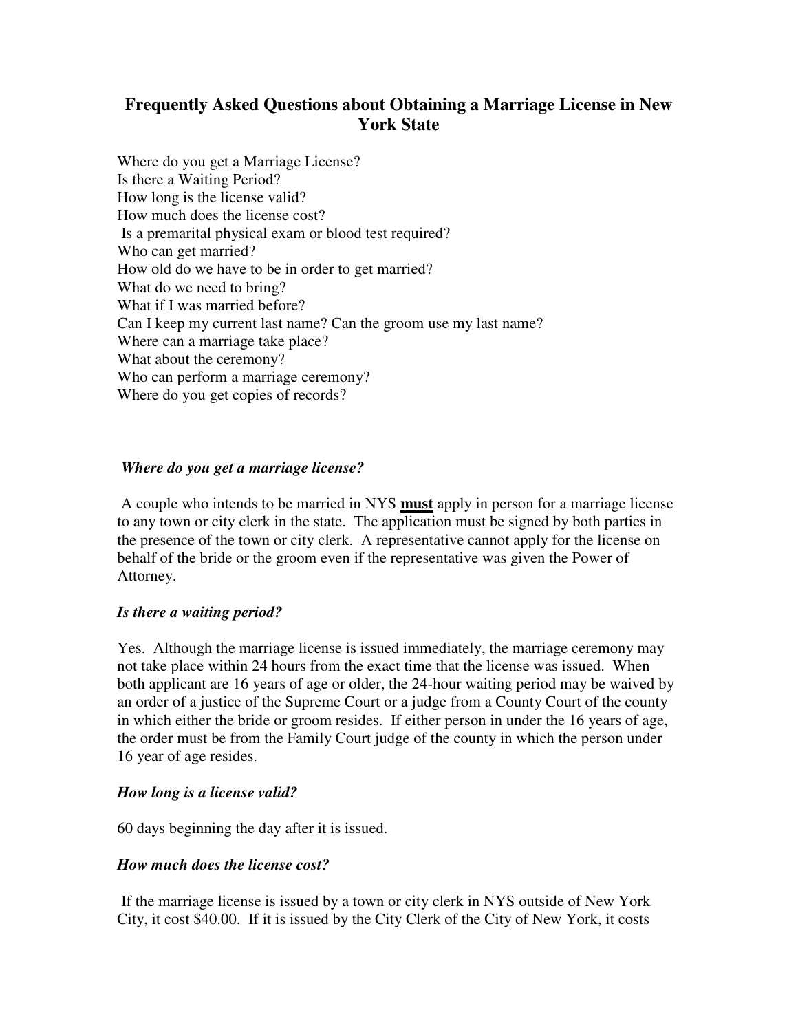# Frequently Asked Questions about Obtaining a Marriage License in New York State

Where do you get a Marriage License?
Is there a Waiting Period?
How long is the license valid?
How much does the license cost?
Is a premarital physical exam or blood test required?
Who can get married?
How old do we have to be in order to get married?
What do we need to bring?
What if I was married before?
Can I keep my current last name? Can the groom use my last name?
Where can a marriage take place?
What about the ceremony?
Who can perform a marriage ceremony?
Where do you get copies of records?

### *Where do you get a marriage license?*

A couple who intends to be married in NYS **must** apply in person for a marriage license to any town or city clerk in the state. The application must be signed by both parties in the presence of the town or city clerk. A representative cannot apply for the license on behalf of the bride or the groom even if the representative was given the Power of Attorney.

### *Is there a waiting period?*

Yes. Although the marriage license is issued immediately, the marriage ceremony may not take place within 24 hours from the exact time that the license was issued. When both applicant are 16 years of age or older, the 24-hour waiting period may be waived by an order of a justice of the Supreme Court or a judge from a County Court of the county in which either the bride or groom resides. If either person in under the 16 years of age, the order must be from the Family Court judge of the county in which the person under 16 year of age resides.

### *How long is a license valid?*

60 days beginning the day after it is issued.

### *How much does the license cost?*

If the marriage license is issued by a town or city clerk in NYS outside of New York City, it cost $40.00. If it is issued by the City Clerk of the City of New York, it costs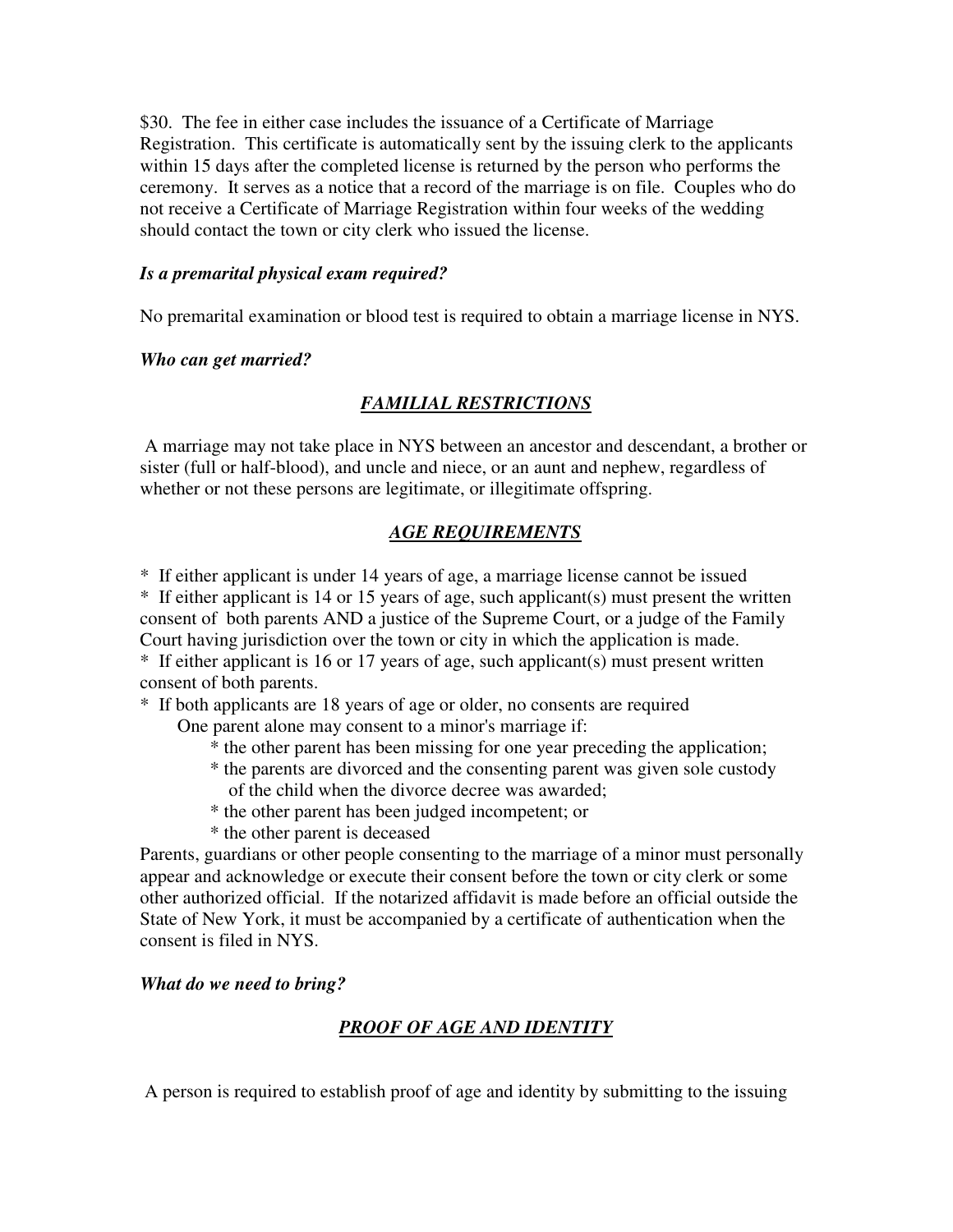$30. The fee in either case includes the issuance of a Certificate of Marriage Registration. This certificate is automatically sent by the issuing clerk to the applicants within 15 days after the completed license is returned by the person who performs the ceremony. It serves as a notice that a record of the marriage is on file. Couples who do not receive a Certificate of Marriage Registration within four weeks of the wedding should contact the town or city clerk who issued the license.

***Is a premarital physical exam required?***

No premarital examination or blood test is required to obtain a marriage license in NYS.

***Who can get married?***

## ***FAMILIAL RESTRICTIONS***

A marriage may not take place in NYS between an ancestor and descendant, a brother or sister (full or half-blood), and uncle and niece, or an aunt and nephew, regardless of whether or not these persons are legitimate, or illegitimate offspring.

## ***AGE REQUIREMENTS***

* If either applicant is under 14 years of age, a marriage license cannot be issued
* If either applicant is 14 or 15 years of age, such applicant(s) must present the written consent of both parents AND a justice of the Supreme Court, or a judge of the Family Court having jurisdiction over the town or city in which the application is made.
* If either applicant is 16 or 17 years of age, such applicant(s) must present written consent of both parents.
* If both applicants are 18 years of age or older, no consents are required

One parent alone may consent to a minor's marriage if:

* the other parent has been missing for one year preceding the application;
* the parents are divorced and the consenting parent was given sole custody of the child when the divorce decree was awarded;
* the other parent has been judged incompetent; or
* the other parent is deceased

Parents, guardians or other people consenting to the marriage of a minor must personally appear and acknowledge or execute their consent before the town or city clerk or some other authorized official. If the notarized affidavit is made before an official outside the State of New York, it must be accompanied by a certificate of authentication when the consent is filed in NYS.

***What do we need to bring?***

## ***PROOF OF AGE AND IDENTITY***

A person is required to establish proof of age and identity by submitting to the issuing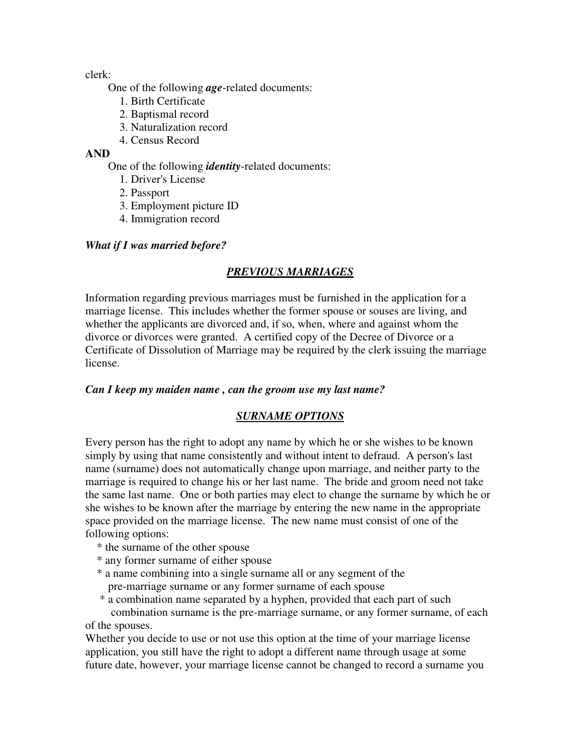clerk:

One of the following ***age***-related documents:

1. Birth Certificate
2. Baptismal record
3. Naturalization record
4. Census Record

**AND**

One of the following ***identity***-related documents:

1. Driver's License
2. Passport
3. Employment picture ID
4. Immigration record

***What if I was married before?***

***PREVIOUS MARRIAGES***

Information regarding previous marriages must be furnished in the application for a marriage license. This includes whether the former spouse or souses are living, and whether the applicants are divorced and, if so, when, where and against whom the divorce or divorces were granted. A certified copy of the Decree of Divorce or a Certificate of Dissolution of Marriage may be required by the clerk issuing the marriage license.

***Can I keep my maiden name , can the groom use my last name?***

***SURNAME OPTIONS***

Every person has the right to adopt any name by which he or she wishes to be known simply by using that name consistently and without intent to defraud. A person's last name (surname) does not automatically change upon marriage, and neither party to the marriage is required to change his or her last name. The bride and groom need not take the same last name. One or both parties may elect to change the surname by which he or she wishes to be known after the marriage by entering the new name in the appropriate space provided on the marriage license. The new name must consist of one of the following options:

* the surname of the other spouse
* any former surname of either spouse
* a name combining into a single surname all or any segment of the pre-marriage surname or any former surname of each spouse
* a combination name separated by a hyphen, provided that each part of such combination surname is the pre-marriage surname, or any former surname, of each of the spouses.

Whether you decide to use or not use this option at the time of your marriage license application, you still have the right to adopt a different name through usage at some future date, however, your marriage license cannot be changed to record a surname you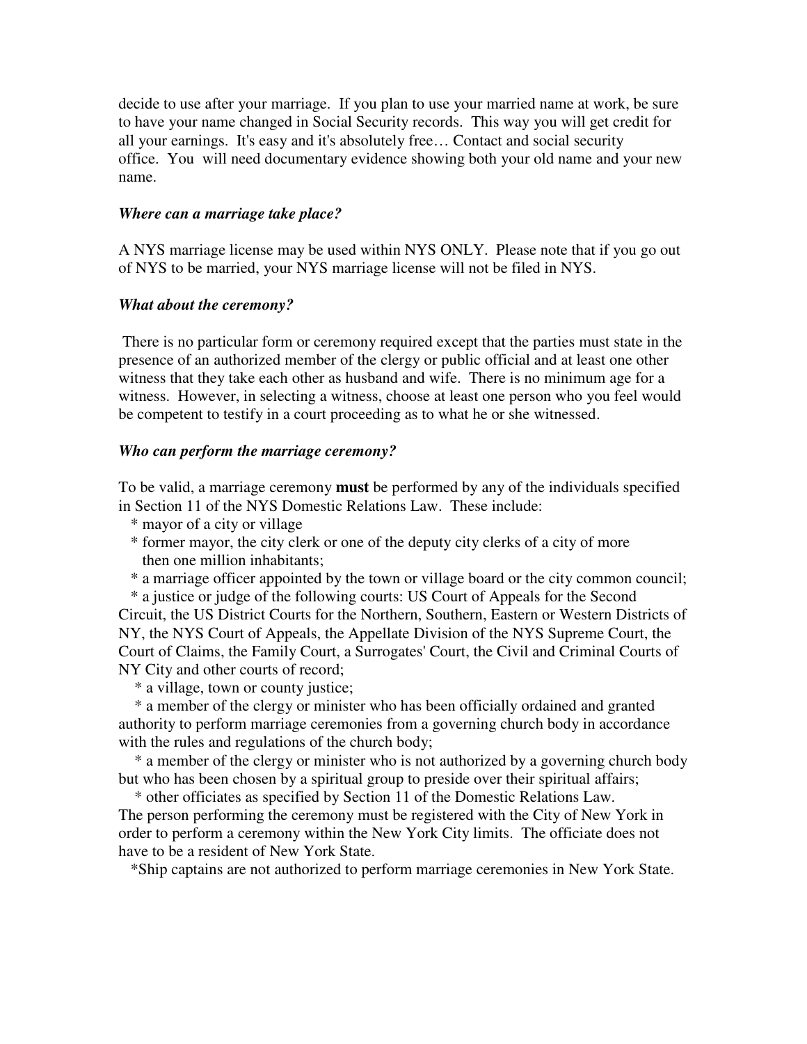decide to use after your marriage. If you plan to use your married name at work, be sure to have your name changed in Social Security records. This way you will get credit for all your earnings. It's easy and it's absolutely free… Contact and social security office. You will need documentary evidence showing both your old name and your new name.

***Where can a marriage take place?***

A NYS marriage license may be used within NYS ONLY. Please note that if you go out of NYS to be married, your NYS marriage license will not be filed in NYS.

***What about the ceremony?***

There is no particular form or ceremony required except that the parties must state in the presence of an authorized member of the clergy or public official and at least one other witness that they take each other as husband and wife. There is no minimum age for a witness. However, in selecting a witness, choose at least one person who you feel would be competent to testify in a court proceeding as to what he or she witnessed.

***Who can perform the marriage ceremony?***

To be valid, a marriage ceremony **must** be performed by any of the individuals specified in Section 11 of the NYS Domestic Relations Law. These include:

- mayor of a city or village
- former mayor, the city clerk or one of the deputy city clerks of a city of more then one million inhabitants;
- a marriage officer appointed by the town or village board or the city common council;
- a justice or judge of the following courts: US Court of Appeals for the Second Circuit, the US District Courts for the Northern, Southern, Eastern or Western Districts of NY, the NYS Court of Appeals, the Appellate Division of the NYS Supreme Court, the Court of Claims, the Family Court, a Surrogates' Court, the Civil and Criminal Courts of NY City and other courts of record;
- a village, town or county justice;
- a member of the clergy or minister who has been officially ordained and granted authority to perform marriage ceremonies from a governing church body in accordance with the rules and regulations of the church body;
- a member of the clergy or minister who is not authorized by a governing church body but who has been chosen by a spiritual group to preside over their spiritual affairs;
- other officiates as specified by Section 11 of the Domestic Relations Law.

The person performing the ceremony must be registered with the City of New York in order to perform a ceremony within the New York City limits. The officiate does not have to be a resident of New York State.

*Ship captains are not authorized to perform marriage ceremonies in New York State.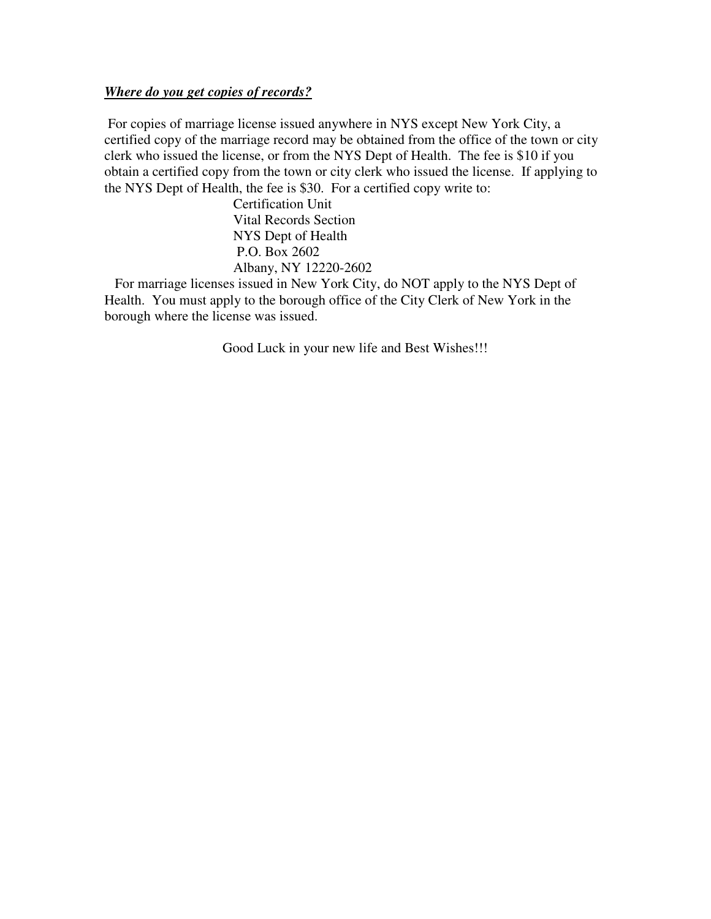***<u>Where do you get copies of records?</u>***

For copies of marriage license issued anywhere in NYS except New York City, a certified copy of the marriage record may be obtained from the office of the town or city clerk who issued the license, or from the NYS Dept of Health. The fee is $10 if you obtain a certified copy from the town or city clerk who issued the license. If applying to the NYS Dept of Health, the fee is $30. For a certified copy write to:

Certification Unit
Vital Records Section
NYS Dept of Health
P.O. Box 2602
Albany, NY 12220-2602

For marriage licenses issued in New York City, do NOT apply to the NYS Dept of Health. You must apply to the borough office of the City Clerk of New York in the borough where the license was issued.

Good Luck in your new life and Best Wishes!!!